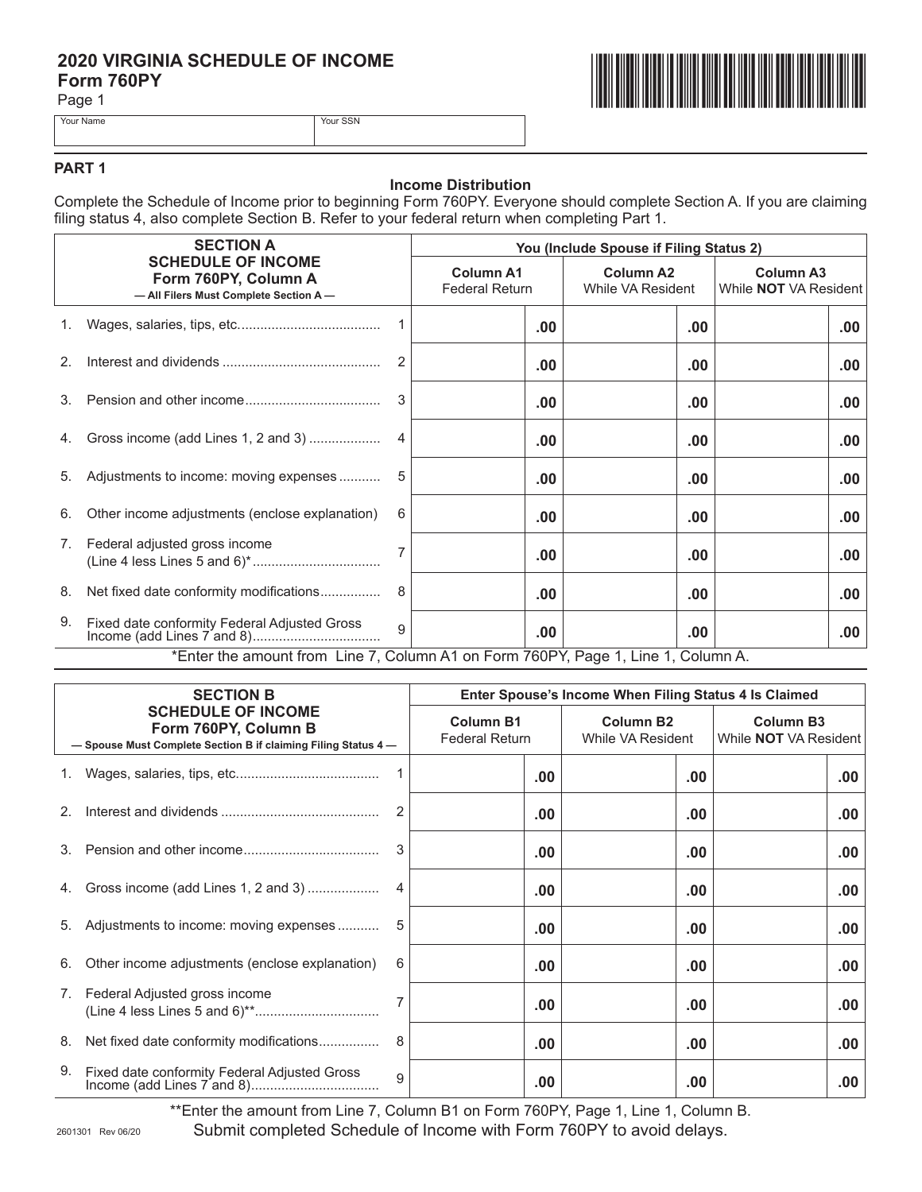# 2020 VIRGINIA SCHEDULE OF INCOME
## Form 760PY
Page 1

| Your Name | Your SSN |
|---|---|
| | |

## PART 1

### Income Distribution

Complete the Schedule of Income prior to beginning Form 760PY. Everyone should complete Section A. If you are claiming filing status 4, also complete Section B. Refer to your federal return when completing Part 1.

| SECTION A SCHEDULE OF INCOME Form 760PY, Column A — All Filers Must Complete Section A — | | You (Include Spouse if Filing Status 2) | | |
|---|---|---|---|---|
| | | **Column A1** Federal Return | **Column A2** While VA Resident | **Column A3** While **NOT** VA Resident |
| 1. Wages, salaries, tips, etc. | 1 | .00 | .00 | .00 |
| 2. Interest and dividends | 2 | .00 | .00 | .00 |
| 3. Pension and other income | 3 | .00 | .00 | .00 |
| 4. Gross income (add Lines 1, 2 and 3) | 4 | .00 | .00 | .00 |
| 5. Adjustments to income: moving expenses | 5 | .00 | .00 | .00 |
| 6. Other income adjustments (enclose explanation) | 6 | .00 | .00 | .00 |
| 7. Federal adjusted gross income (Line 4 less Lines 5 and 6)* | 7 | .00 | .00 | .00 |
| 8. Net fixed date conformity modifications | 8 | .00 | .00 | .00 |
| 9. Fixed date conformity Federal Adjusted Gross Income (add Lines 7 and 8) | 9 | .00 | .00 | .00 |

*Enter the amount from Line 7, Column A1 on Form 760PY, Page 1, Line 1, Column A.

| SECTION B SCHEDULE OF INCOME Form 760PY, Column B — Spouse Must Complete Section B if claiming Filing Status 4 — | | Enter Spouse's Income When Filing Status 4 Is Claimed | | |
|---|---|---|---|---|
| | | **Column B1** Federal Return | **Column B2** While VA Resident | **Column B3** While **NOT** VA Resident |
| 1. Wages, salaries, tips, etc. | 1 | .00 | .00 | .00 |
| 2. Interest and dividends | 2 | .00 | .00 | .00 |
| 3. Pension and other income | 3 | .00 | .00 | .00 |
| 4. Gross income (add Lines 1, 2 and 3) | 4 | .00 | .00 | .00 |
| 5. Adjustments to income: moving expenses | 5 | .00 | .00 | .00 |
| 6. Other income adjustments (enclose explanation) | 6 | .00 | .00 | .00 |
| 7. Federal Adjusted gross income (Line 4 less Lines 5 and 6)** | 7 | .00 | .00 | .00 |
| 8. Net fixed date conformity modifications | 8 | .00 | .00 | .00 |
| 9. Fixed date conformity Federal Adjusted Gross Income (add Lines 7 and 8) | 9 | .00 | .00 | .00 |

**Enter the amount from Line 7, Column B1 on Form 760PY, Page 1, Line 1, Column B.

Submit completed Schedule of Income with Form 760PY to avoid delays.

2601301 Rev 06/20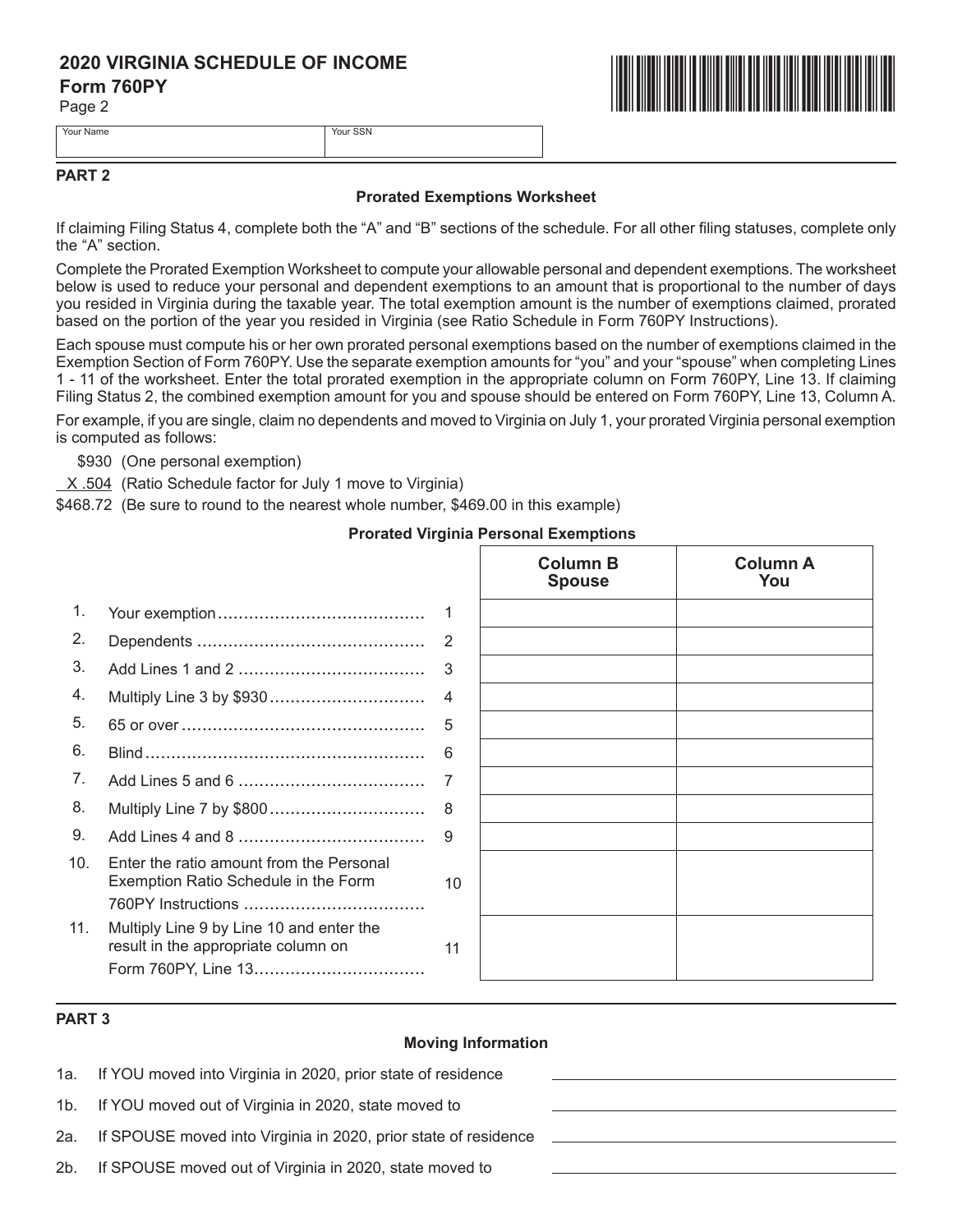## 2020 VIRGINIA SCHEDULE OF INCOME

**Form 760PY**

Page 2

| Your Name | Your SSN |
|---|---|
| | |

**PART 2**

### Prorated Exemptions Worksheet

If claiming Filing Status 4, complete both the "A" and "B" sections of the schedule. For all other filing statuses, complete only the "A" section.

Complete the Prorated Exemption Worksheet to compute your allowable personal and dependent exemptions. The worksheet below is used to reduce your personal and dependent exemptions to an amount that is proportional to the number of days you resided in Virginia during the taxable year. The total exemption amount is the number of exemptions claimed, prorated based on the portion of the year you resided in Virginia (see Ratio Schedule in Form 760PY Instructions).

Each spouse must compute his or her own prorated personal exemptions based on the number of exemptions claimed in the Exemption Section of Form 760PY. Use the separate exemption amounts for "you" and your "spouse" when completing Lines 1 - 11 of the worksheet. Enter the total prorated exemption in the appropriate column on Form 760PY, Line 13. If claiming Filing Status 2, the combined exemption amount for you and spouse should be entered on Form 760PY, Line 13, Column A.

For example, if you are single, claim no dependents and moved to Virginia on July 1, your prorated Virginia personal exemption is computed as follows:

$930 (One personal exemption)

X .504 (Ratio Schedule factor for July 1 move to Virginia)

$468.72 (Be sure to round to the nearest whole number, $469.00 in this example)

### Prorated Virginia Personal Exemptions

| | | | Column B Spouse | Column A You |
|---|---|---|---|---|
| 1. | Your exemption | 1 | | |
| 2. | Dependents | 2 | | |
| 3. | Add Lines 1 and 2 | 3 | | |
| 4. | Multiply Line 3 by $930 | 4 | | |
| 5. | 65 or over | 5 | | |
| 6. | Blind | 6 | | |
| 7. | Add Lines 5 and 6 | 7 | | |
| 8. | Multiply Line 7 by $800 | 8 | | |
| 9. | Add Lines 4 and 8 | 9 | | |
| 10. | Enter the ratio amount from the Personal Exemption Ratio Schedule in the Form 760PY Instructions | 10 | | |
| 11. | Multiply Line 9 by Line 10 and enter the result in the appropriate column on Form 760PY, Line 13 | 11 | | |

**PART 3**

### Moving Information

1a. If YOU moved into Virginia in 2020, prior state of residence \_\_\_\_\_\_\_\_\_\_

1b. If YOU moved out of Virginia in 2020, state moved to \_\_\_\_\_\_\_\_\_\_

2a. If SPOUSE moved into Virginia in 2020, prior state of residence \_\_\_\_\_\_\_\_\_\_

2b. If SPOUSE moved out of Virginia in 2020, state moved to \_\_\_\_\_\_\_\_\_\_